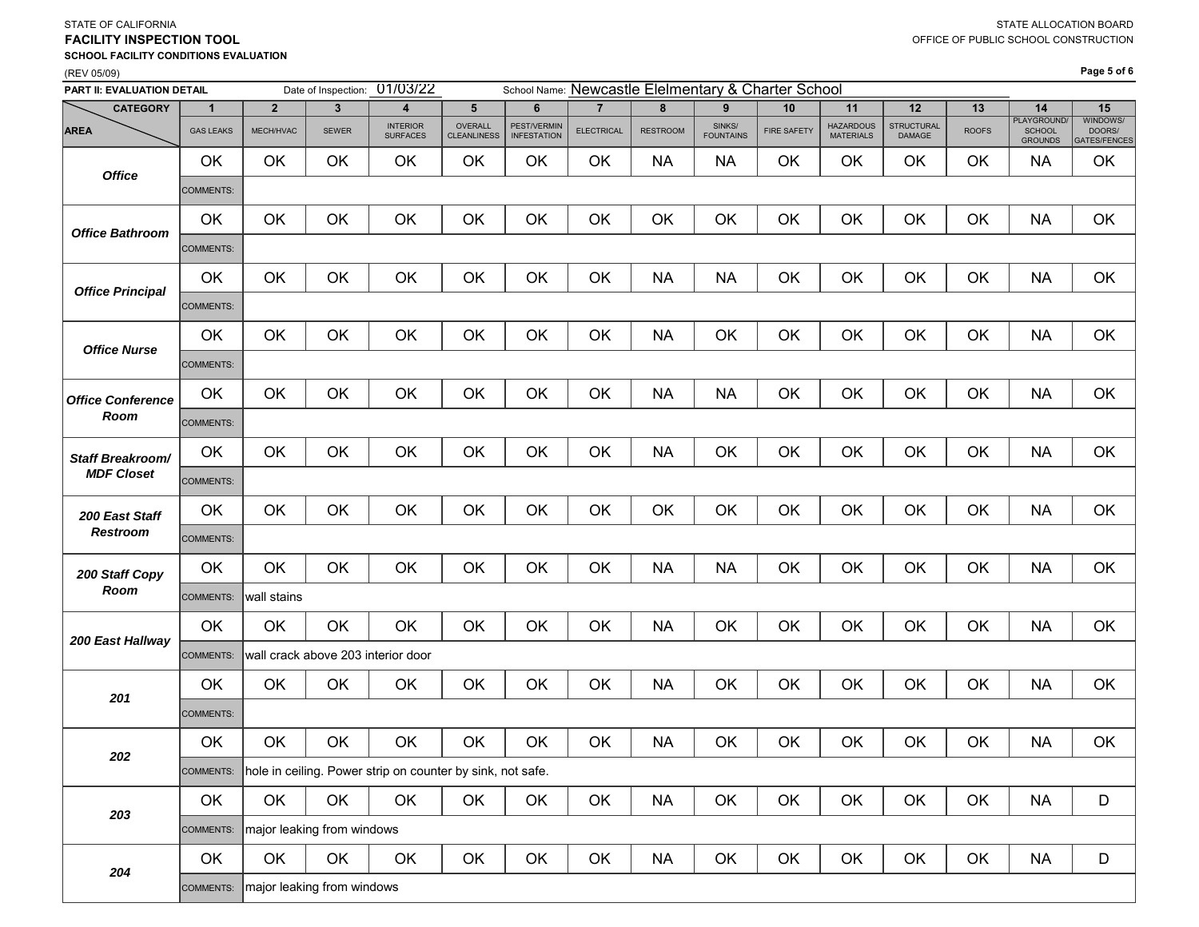STATE OF CALIFORNIA
**FACILITY INSPECTION TOOL**
**SCHOOL FACILITY CONDITIONS EVALUATION**
(REV 05/09)

STATE ALLOCATION BOARD
OFFICE OF PUBLIC SCHOOL CONSTRUCTION

**PART II: EVALUATION DETAIL** Date of Inspection: 01/03/22 School Name: Newcastle Elelmentary & Charter School

| AREA / CATEGORY | 1 GAS LEAKS | 2 MECH/HVAC | 3 SEWER | 4 INTERIOR SURFACES | 5 OVERALL CLEANLINESS | 6 PEST/VERMIN INFESTATION | 7 ELECTRICAL | 8 RESTROOM | 9 SINKS/ FOUNTAINS | 10 FIRE SAFETY | 11 HAZARDOUS MATERIALS | 12 STRUCTURAL DAMAGE | 13 ROOFS | 14 PLAYGROUND/ SCHOOL GROUNDS | 15 WINDOWS/ DOORS/ GATES/FENCES |
|---|---|---|---|---|---|---|---|---|---|---|---|---|---|---|---|
| **Office** | OK | OK | OK | OK | OK | OK | OK | NA | NA | OK | OK | OK | OK | NA | OK |
| COMMENTS: | | | | | | | | | | | | | | | |
| **Office Bathroom** | OK | OK | OK | OK | OK | OK | OK | OK | OK | OK | OK | OK | OK | NA | OK |
| COMMENTS: | | | | | | | | | | | | | | | |
| **Office Principal** | OK | OK | OK | OK | OK | OK | OK | NA | NA | OK | OK | OK | OK | NA | OK |
| COMMENTS: | | | | | | | | | | | | | | | |
| **Office Nurse** | OK | OK | OK | OK | OK | OK | OK | NA | OK | OK | OK | OK | OK | NA | OK |
| COMMENTS: | | | | | | | | | | | | | | | |
| **Office Conference Room** | OK | OK | OK | OK | OK | OK | OK | NA | NA | OK | OK | OK | OK | NA | OK |
| COMMENTS: | | | | | | | | | | | | | | | |
| **Staff Breakroom/ MDF Closet** | OK | OK | OK | OK | OK | OK | OK | NA | OK | OK | OK | OK | OK | NA | OK |
| COMMENTS: | | | | | | | | | | | | | | | |
| **200 East Staff Restroom** | OK | OK | OK | OK | OK | OK | OK | OK | OK | OK | OK | OK | OK | NA | OK |
| COMMENTS: | | | | | | | | | | | | | | | |
| **200 Staff Copy Room** | OK | OK | OK | OK | OK | OK | OK | NA | NA | OK | OK | OK | OK | NA | OK |
| COMMENTS: | wall stains | | | | | | | | | | | | | | |
| **200 East Hallway** | OK | OK | OK | OK | OK | OK | OK | NA | OK | OK | OK | OK | OK | NA | OK |
| COMMENTS: | wall crack above 203 interior door | | | | | | | | | | | | | | |
| **201** | OK | OK | OK | OK | OK | OK | OK | NA | OK | OK | OK | OK | OK | NA | OK |
| COMMENTS: | | | | | | | | | | | | | | | |
| **202** | OK | OK | OK | OK | OK | OK | OK | NA | OK | OK | OK | OK | OK | NA | OK |
| COMMENTS: | hole in ceiling. Power strip on counter by sink, not safe. | | | | | | | | | | | | | | |
| **203** | OK | OK | OK | OK | OK | OK | OK | NA | OK | OK | OK | OK | OK | NA | D |
| COMMENTS: | major leaking from windows | | | | | | | | | | | | | | |
| **204** | OK | OK | OK | OK | OK | OK | OK | NA | OK | OK | OK | OK | OK | NA | D |
| COMMENTS: | major leaking from windows | | | | | | | | | | | | | | |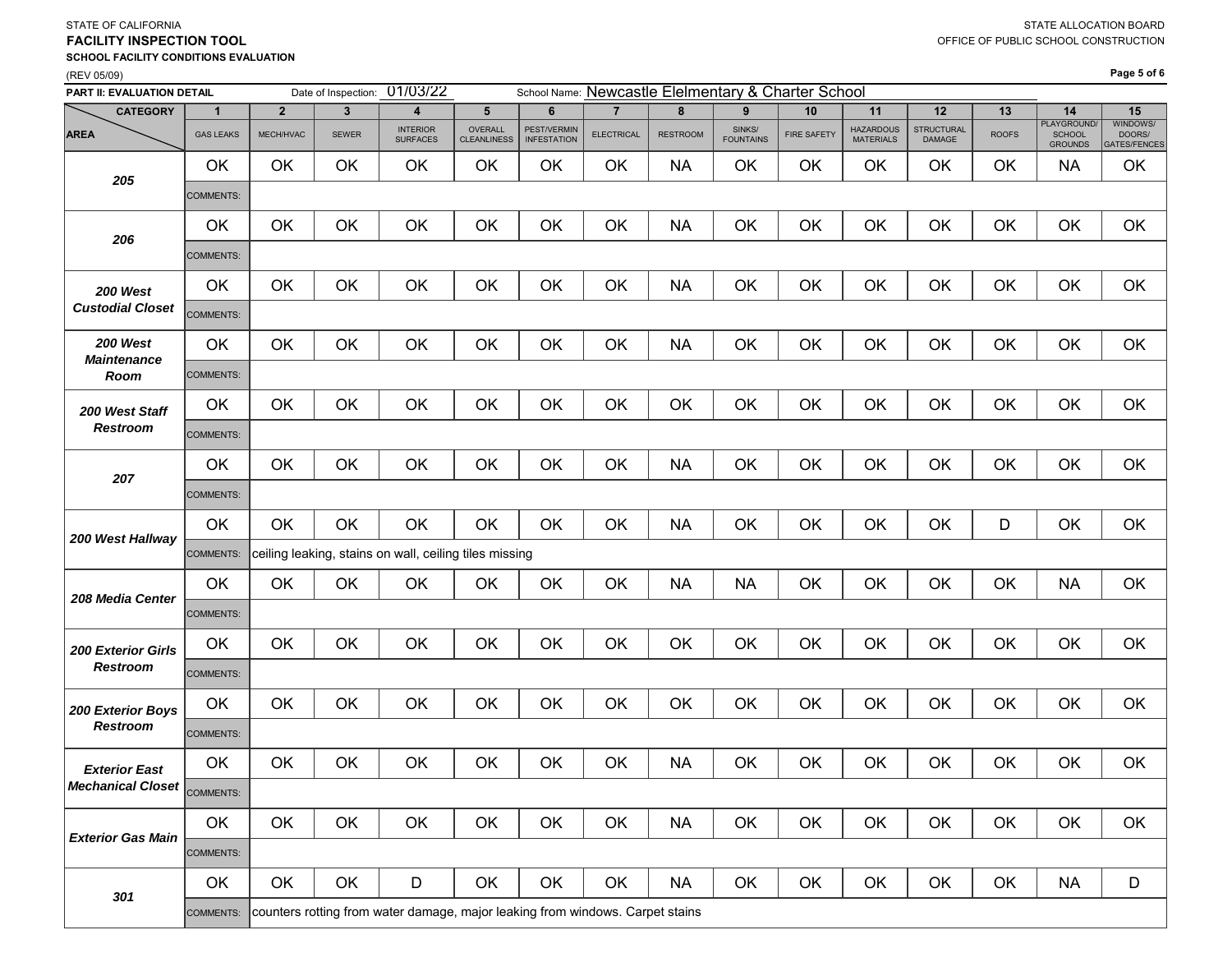STATE OF CALIFORNIA
**FACILITY INSPECTION TOOL**
**SCHOOL FACILITY CONDITIONS EVALUATION**
(REV 05/09)

STATE ALLOCATION BOARD
OFFICE OF PUBLIC SCHOOL CONSTRUCTION

**PART II: EVALUATION DETAIL** Date of Inspection: 01/03/22 School Name: Newcastle Elelmentary & Charter School

| AREA \ CATEGORY | | 1 GAS LEAKS | 2 MECH/HVAC | 3 SEWER | 4 INTERIOR SURFACES | 5 OVERALL CLEANLINESS | 6 PEST/VERMIN INFESTATION | 7 ELECTRICAL | 8 RESTROOM | 9 SINKS/ FOUNTAINS | 10 FIRE SAFETY | 11 HAZARDOUS MATERIALS | 12 STRUCTURAL DAMAGE | 13 ROOFS | 14 PLAYGROUND/ SCHOOL GROUNDS | 15 WINDOWS/ DOORS/ GATES/FENCES |
|---|---|---|---|---|---|---|---|---|---|---|---|---|---|---|---|---|
| ***205*** | | OK | OK | OK | OK | OK | OK | OK | NA | OK | OK | OK | OK | OK | NA | OK |
| | COMMENTS: | | | | | | | | | | | | | | | |
| ***206*** | | OK | OK | OK | OK | OK | OK | OK | NA | OK | OK | OK | OK | OK | OK | OK |
| | COMMENTS: | | | | | | | | | | | | | | | |
| ***200 West Custodial Closet*** | | OK | OK | OK | OK | OK | OK | OK | NA | OK | OK | OK | OK | OK | OK | OK |
| | COMMENTS: | | | | | | | | | | | | | | | |
| ***200 West Maintenance Room*** | | OK | OK | OK | OK | OK | OK | OK | NA | OK | OK | OK | OK | OK | OK | OK |
| | COMMENTS: | | | | | | | | | | | | | | | |
| ***200 West Staff Restroom*** | | OK | OK | OK | OK | OK | OK | OK | OK | OK | OK | OK | OK | OK | OK | OK |
| | COMMENTS: | | | | | | | | | | | | | | | |
| ***207*** | | OK | OK | OK | OK | OK | OK | OK | NA | OK | OK | OK | OK | OK | OK | OK |
| | COMMENTS: | | | | | | | | | | | | | | | |
| ***200 West Hallway*** | | OK | OK | OK | OK | OK | OK | OK | NA | OK | OK | OK | OK | D | OK | OK |
| | COMMENTS: | ceiling leaking, stains on wall, ceiling tiles missing | | | | | | | | | | | | | | |
| ***208 Media Center*** | | OK | OK | OK | OK | OK | OK | OK | NA | NA | OK | OK | OK | OK | NA | OK |
| | COMMENTS: | | | | | | | | | | | | | | | |
| ***200 Exterior Girls Restroom*** | | OK | OK | OK | OK | OK | OK | OK | OK | OK | OK | OK | OK | OK | OK | OK |
| | COMMENTS: | | | | | | | | | | | | | | | |
| ***200 Exterior Boys Restroom*** | | OK | OK | OK | OK | OK | OK | OK | OK | OK | OK | OK | OK | OK | OK | OK |
| | COMMENTS: | | | | | | | | | | | | | | | |
| ***Exterior East Mechanical Closet*** | | OK | OK | OK | OK | OK | OK | OK | NA | OK | OK | OK | OK | OK | OK | OK |
| | COMMENTS: | | | | | | | | | | | | | | | |
| ***Exterior Gas Main*** | | OK | OK | OK | OK | OK | OK | OK | NA | OK | OK | OK | OK | OK | OK | OK |
| | COMMENTS: | | | | | | | | | | | | | | | |
| ***301*** | | OK | OK | OK | D | OK | OK | OK | NA | OK | OK | OK | OK | OK | NA | D |
| | COMMENTS: | counters rotting from water damage, major leaking from windows. Carpet stains | | | | | | | | | | | | | | |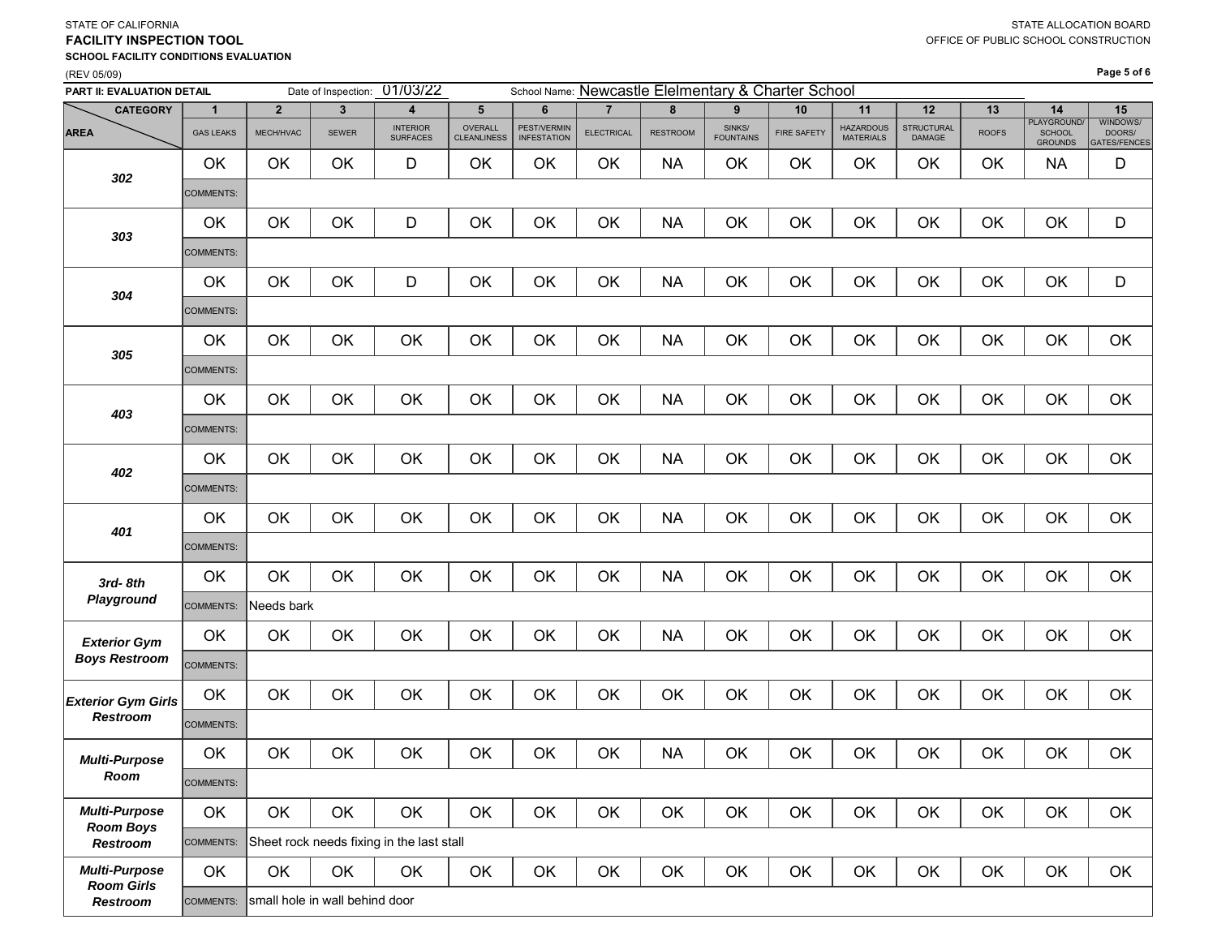STATE OF CALIFORNIA

**FACILITY INSPECTION TOOL**

**SCHOOL FACILITY CONDITIONS EVALUATION**

(REV 05/09)

STATE ALLOCATION BOARD

OFFICE OF PUBLIC SCHOOL CONSTRUCTION

**PART II: EVALUATION DETAIL** Date of Inspection: 01/03/22 School Name: Newcastle Elelmentary & Charter School

| CATEGORY / AREA | 1 GAS LEAKS | 2 MECH/HVAC | 3 SEWER | 4 INTERIOR SURFACES | 5 OVERALL CLEANLINESS | 6 PEST/VERMIN INFESTATION | 7 ELECTRICAL | 8 RESTROOM | 9 SINKS/ FOUNTAINS | 10 FIRE SAFETY | 11 HAZARDOUS MATERIALS | 12 STRUCTURAL DAMAGE | 13 ROOFS | 14 PLAYGROUND/ SCHOOL GROUNDS | 15 WINDOWS/ DOORS/ GATES/FENCES |
|---|---|---|---|---|---|---|---|---|---|---|---|---|---|---|---|
| ***302*** | OK | OK | OK | D | OK | OK | OK | NA | OK | OK | OK | OK | OK | NA | D |
| | COMMENTS: | | | | | | | | | | | | | | |
| ***303*** | OK | OK | OK | D | OK | OK | OK | NA | OK | OK | OK | OK | OK | OK | D |
| | COMMENTS: | | | | | | | | | | | | | | |
| ***304*** | OK | OK | OK | D | OK | OK | OK | NA | OK | OK | OK | OK | OK | OK | D |
| | COMMENTS: | | | | | | | | | | | | | | |
| ***305*** | OK | OK | OK | OK | OK | OK | OK | NA | OK | OK | OK | OK | OK | OK | OK |
| | COMMENTS: | | | | | | | | | | | | | | |
| ***403*** | OK | OK | OK | OK | OK | OK | OK | NA | OK | OK | OK | OK | OK | OK | OK |
| | COMMENTS: | | | | | | | | | | | | | | |
| ***402*** | OK | OK | OK | OK | OK | OK | OK | NA | OK | OK | OK | OK | OK | OK | OK |
| | COMMENTS: | | | | | | | | | | | | | | |
| ***401*** | OK | OK | OK | OK | OK | OK | OK | NA | OK | OK | OK | OK | OK | OK | OK |
| | COMMENTS: | | | | | | | | | | | | | | |
| ***3rd- 8th Playground*** | OK | OK | OK | OK | OK | OK | OK | NA | OK | OK | OK | OK | OK | OK | OK |
| | COMMENTS: | Needs bark | | | | | | | | | | | | | |
| ***Exterior Gym Boys Restroom*** | OK | OK | OK | OK | OK | OK | OK | NA | OK | OK | OK | OK | OK | OK | OK |
| | COMMENTS: | | | | | | | | | | | | | | |
| ***Exterior Gym Girls Restroom*** | OK | OK | OK | OK | OK | OK | OK | OK | OK | OK | OK | OK | OK | OK | OK |
| | COMMENTS: | | | | | | | | | | | | | | |
| ***Multi-Purpose Room*** | OK | OK | OK | OK | OK | OK | OK | NA | OK | OK | OK | OK | OK | OK | OK |
| | COMMENTS: | | | | | | | | | | | | | | |
| ***Multi-Purpose Room Boys Restroom*** | OK | OK | OK | OK | OK | OK | OK | OK | OK | OK | OK | OK | OK | OK | OK |
| | COMMENTS: | Sheet rock needs fixing in the last stall | | | | | | | | | | | | | |
| ***Multi-Purpose Room Girls Restroom*** | OK | OK | OK | OK | OK | OK | OK | OK | OK | OK | OK | OK | OK | OK | OK |
| | COMMENTS: | small hole in wall behind door | | | | | | | | | | | | | |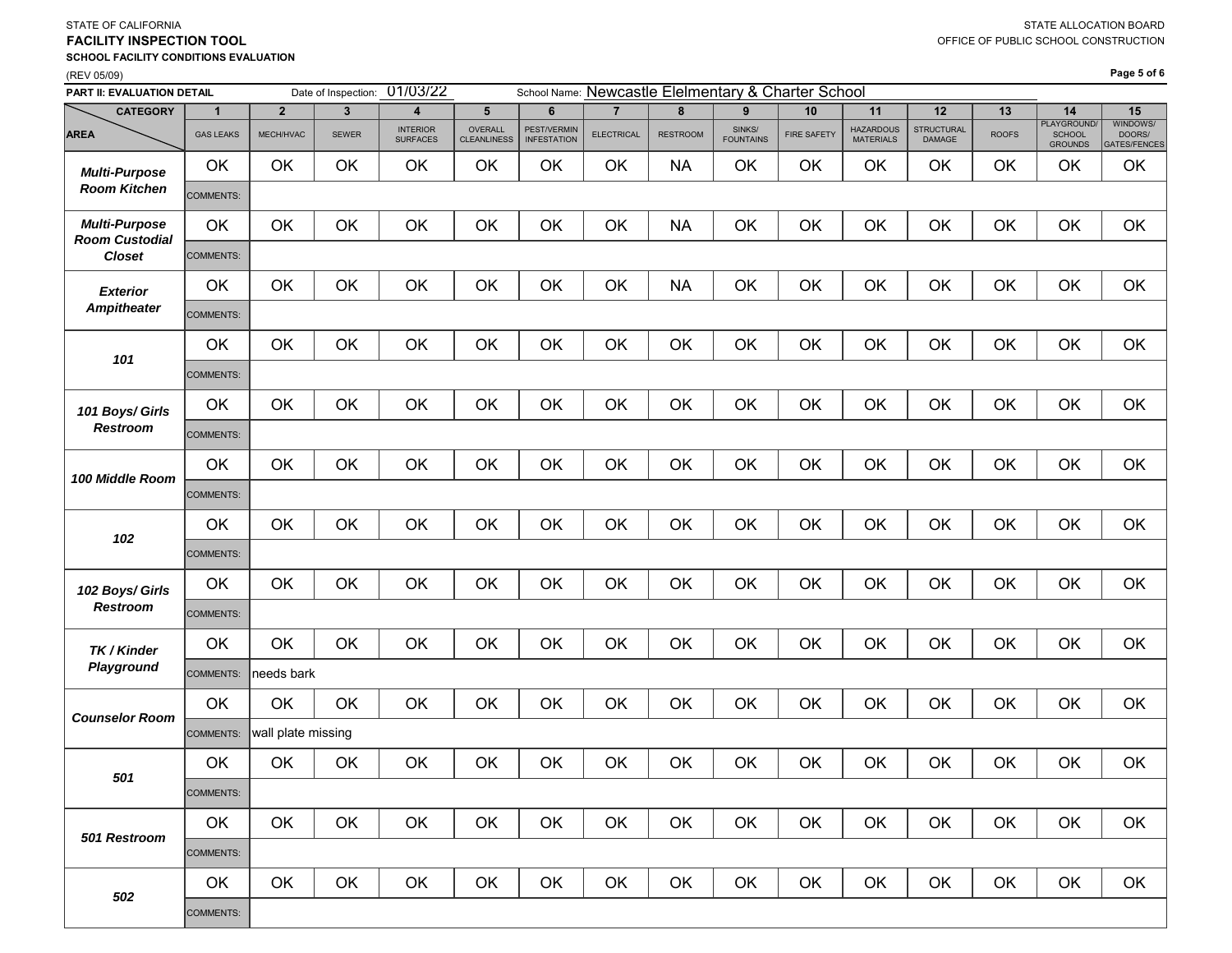STATE OF CALIFORNIA
**FACILITY INSPECTION TOOL**
**SCHOOL FACILITY CONDITIONS EVALUATION**
(REV 05/09)

STATE ALLOCATION BOARD
OFFICE OF PUBLIC SCHOOL CONSTRUCTION

**PART II: EVALUATION DETAIL** Date of Inspection: 01/03/22 School Name: Newcastle Elelmentary & Charter School

| CATEGORY / AREA | 1 GAS LEAKS | 2 MECH/HVAC | 3 SEWER | 4 INTERIOR SURFACES | 5 OVERALL CLEANLINESS | 6 PEST/VERMIN INFESTATION | 7 ELECTRICAL | 8 RESTROOM | 9 SINKS/ FOUNTAINS | 10 FIRE SAFETY | 11 HAZARDOUS MATERIALS | 12 STRUCTURAL DAMAGE | 13 ROOFS | 14 PLAYGROUND/ SCHOOL GROUNDS | 15 WINDOWS/ DOORS/ GATES/FENCES |
|---|---|---|---|---|---|---|---|---|---|---|---|---|---|---|---|
| ***Multi-Purpose Room Kitchen*** | OK | OK | OK | OK | OK | OK | OK | NA | OK | OK | OK | OK | OK | OK | OK |
| | COMMENTS: | | | | | | | | | | | | | | |
| ***Multi-Purpose Room Custodial Closet*** | OK | OK | OK | OK | OK | OK | OK | NA | OK | OK | OK | OK | OK | OK | OK |
| | COMMENTS: | | | | | | | | | | | | | | |
| ***Exterior Ampitheater*** | OK | OK | OK | OK | OK | OK | OK | NA | OK | OK | OK | OK | OK | OK | OK |
| | COMMENTS: | | | | | | | | | | | | | | |
| ***101*** | OK | OK | OK | OK | OK | OK | OK | OK | OK | OK | OK | OK | OK | OK | OK |
| | COMMENTS: | | | | | | | | | | | | | | |
| ***101 Boys/ Girls Restroom*** | OK | OK | OK | OK | OK | OK | OK | OK | OK | OK | OK | OK | OK | OK | OK |
| | COMMENTS: | | | | | | | | | | | | | | |
| ***100 Middle Room*** | OK | OK | OK | OK | OK | OK | OK | OK | OK | OK | OK | OK | OK | OK | OK |
| | COMMENTS: | | | | | | | | | | | | | | |
| ***102*** | OK | OK | OK | OK | OK | OK | OK | OK | OK | OK | OK | OK | OK | OK | OK |
| | COMMENTS: | | | | | | | | | | | | | | |
| ***102 Boys/ Girls Restroom*** | OK | OK | OK | OK | OK | OK | OK | OK | OK | OK | OK | OK | OK | OK | OK |
| | COMMENTS: | | | | | | | | | | | | | | |
| ***TK / Kinder Playground*** | OK | OK | OK | OK | OK | OK | OK | OK | OK | OK | OK | OK | OK | OK | OK |
| | COMMENTS: | needs bark | | | | | | | | | | | | | |
| ***Counselor Room*** | OK | OK | OK | OK | OK | OK | OK | OK | OK | OK | OK | OK | OK | OK | OK |
| | COMMENTS: | wall plate missing | | | | | | | | | | | | | |
| ***501*** | OK | OK | OK | OK | OK | OK | OK | OK | OK | OK | OK | OK | OK | OK | OK |
| | COMMENTS: | | | | | | | | | | | | | | |
| ***501 Restroom*** | OK | OK | OK | OK | OK | OK | OK | OK | OK | OK | OK | OK | OK | OK | OK |
| | COMMENTS: | | | | | | | | | | | | | | |
| ***502*** | OK | OK | OK | OK | OK | OK | OK | OK | OK | OK | OK | OK | OK | OK | OK |
| | COMMENTS: | | | | | | | | | | | | | | |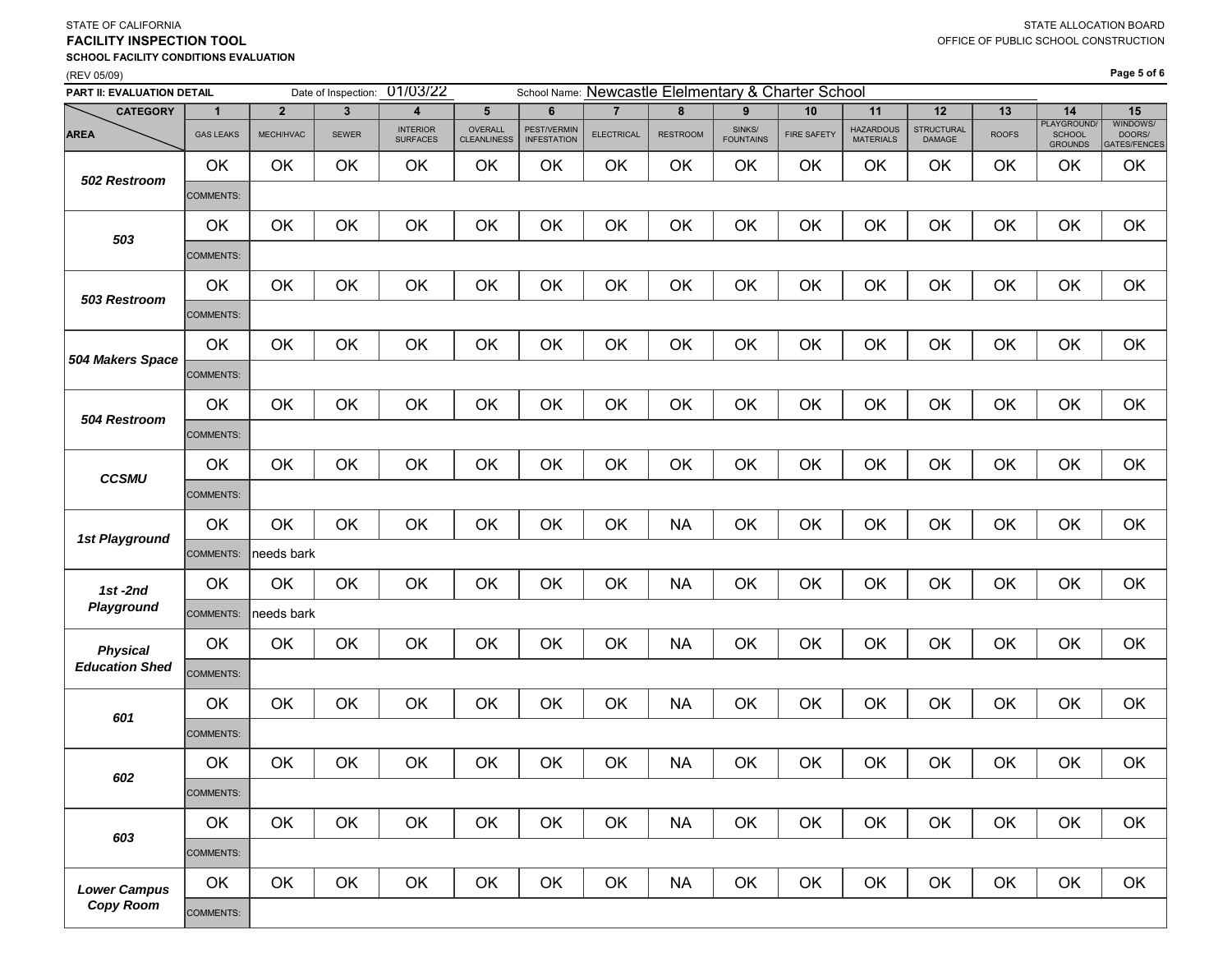STATE OF CALIFORNIA
**FACILITY INSPECTION TOOL**
**SCHOOL FACILITY CONDITIONS EVALUATION**
(REV 05/09)

STATE ALLOCATION BOARD
OFFICE OF PUBLIC SCHOOL CONSTRUCTION

**PART II: EVALUATION DETAIL** Date of Inspection: 01/03/22 School Name: Newcastle Elelmentary & Charter School

| CATEGORY / AREA | 1 GAS LEAKS | 2 MECH/HVAC | 3 SEWER | 4 INTERIOR SURFACES | 5 OVERALL CLEANLINESS | 6 PEST/VERMIN INFESTATION | 7 ELECTRICAL | 8 RESTROOM | 9 SINKS/ FOUNTAINS | 10 FIRE SAFETY | 11 HAZARDOUS MATERIALS | 12 STRUCTURAL DAMAGE | 13 ROOFS | 14 PLAYGROUND/ SCHOOL GROUNDS | 15 WINDOWS/ DOORS/ GATES/FENCES |
|---|---|---|---|---|---|---|---|---|---|---|---|---|---|---|---|
| ***502 Restroom*** | OK | OK | OK | OK | OK | OK | OK | OK | OK | OK | OK | OK | OK | OK | OK |
| | COMMENTS: | | | | | | | | | | | | | | |
| ***503*** | OK | OK | OK | OK | OK | OK | OK | OK | OK | OK | OK | OK | OK | OK | OK |
| | COMMENTS: | | | | | | | | | | | | | | |
| ***503 Restroom*** | OK | OK | OK | OK | OK | OK | OK | OK | OK | OK | OK | OK | OK | OK | OK |
| | COMMENTS: | | | | | | | | | | | | | | |
| ***504 Makers Space*** | OK | OK | OK | OK | OK | OK | OK | OK | OK | OK | OK | OK | OK | OK | OK |
| | COMMENTS: | | | | | | | | | | | | | | |
| ***504 Restroom*** | OK | OK | OK | OK | OK | OK | OK | OK | OK | OK | OK | OK | OK | OK | OK |
| | COMMENTS: | | | | | | | | | | | | | | |
| ***CCSMU*** | OK | OK | OK | OK | OK | OK | OK | OK | OK | OK | OK | OK | OK | OK | OK |
| | COMMENTS: | | | | | | | | | | | | | | |
| ***1st Playground*** | OK | OK | OK | OK | OK | OK | OK | NA | OK | OK | OK | OK | OK | OK | OK |
| | COMMENTS: | needs bark | | | | | | | | | | | | | |
| ***1st -2nd Playground*** | OK | OK | OK | OK | OK | OK | OK | NA | OK | OK | OK | OK | OK | OK | OK |
| | COMMENTS: | needs bark | | | | | | | | | | | | | |
| ***Physical Education Shed*** | OK | OK | OK | OK | OK | OK | OK | NA | OK | OK | OK | OK | OK | OK | OK |
| | COMMENTS: | | | | | | | | | | | | | | |
| ***601*** | OK | OK | OK | OK | OK | OK | OK | NA | OK | OK | OK | OK | OK | OK | OK |
| | COMMENTS: | | | | | | | | | | | | | | |
| ***602*** | OK | OK | OK | OK | OK | OK | OK | NA | OK | OK | OK | OK | OK | OK | OK |
| | COMMENTS: | | | | | | | | | | | | | | |
| ***603*** | OK | OK | OK | OK | OK | OK | OK | NA | OK | OK | OK | OK | OK | OK | OK |
| | COMMENTS: | | | | | | | | | | | | | | |
| ***Lower Campus Copy Room*** | OK | OK | OK | OK | OK | OK | OK | NA | OK | OK | OK | OK | OK | OK | OK |
| | COMMENTS: | | | | | | | | | | | | | | |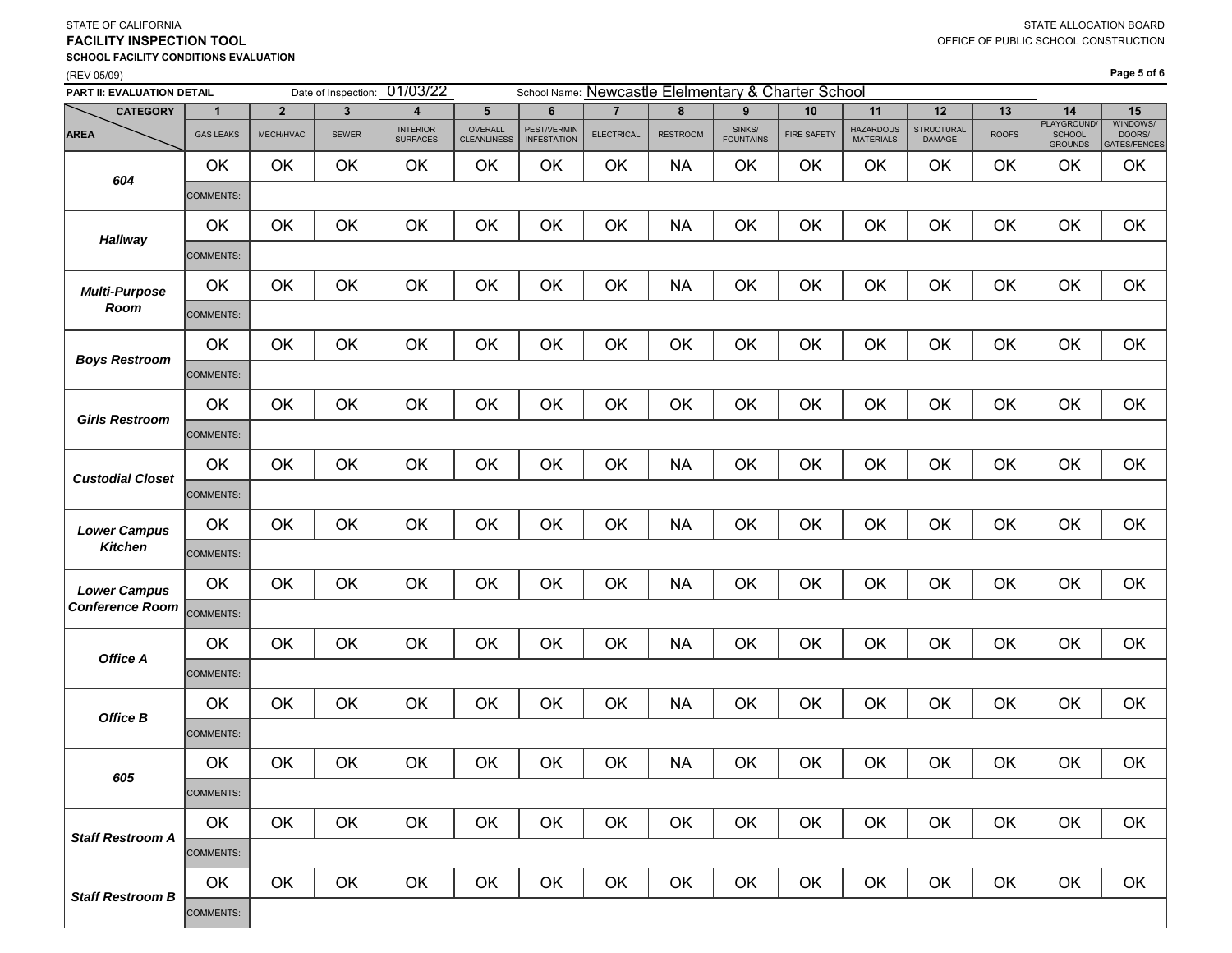STATE OF CALIFORNIA
**FACILITY INSPECTION TOOL**
**SCHOOL FACILITY CONDITIONS EVALUATION**
(REV 05/09)

STATE ALLOCATION BOARD
OFFICE OF PUBLIC SCHOOL CONSTRUCTION

**PART II: EVALUATION DETAIL** Date of Inspection: 01/03/22 School Name: Newcastle Elelmentary & Charter School

| CATEGORY / AREA | 1 GAS LEAKS | 2 MECH/HVAC | 3 SEWER | 4 INTERIOR SURFACES | 5 OVERALL CLEANLINESS | 6 PEST/VERMIN INFESTATION | 7 ELECTRICAL | 8 RESTROOM | 9 SINKS/ FOUNTAINS | 10 FIRE SAFETY | 11 HAZARDOUS MATERIALS | 12 STRUCTURAL DAMAGE | 13 ROOFS | 14 PLAYGROUND/ SCHOOL GROUNDS | 15 WINDOWS/ DOORS/ GATES/FENCES |
|---|---|---|---|---|---|---|---|---|---|---|---|---|---|---|---|
| ***604*** | OK | OK | OK | OK | OK | OK | OK | NA | OK | OK | OK | OK | OK | OK | OK |
| | COMMENTS: | | | | | | | | | | | | | | |
| ***Hallway*** | OK | OK | OK | OK | OK | OK | OK | NA | OK | OK | OK | OK | OK | OK | OK |
| | COMMENTS: | | | | | | | | | | | | | | |
| ***Multi-Purpose Room*** | OK | OK | OK | OK | OK | OK | OK | NA | OK | OK | OK | OK | OK | OK | OK |
| | COMMENTS: | | | | | | | | | | | | | | |
| ***Boys Restroom*** | OK | OK | OK | OK | OK | OK | OK | OK | OK | OK | OK | OK | OK | OK | OK |
| | COMMENTS: | | | | | | | | | | | | | | |
| ***Girls Restroom*** | OK | OK | OK | OK | OK | OK | OK | OK | OK | OK | OK | OK | OK | OK | OK |
| | COMMENTS: | | | | | | | | | | | | | | |
| ***Custodial Closet*** | OK | OK | OK | OK | OK | OK | OK | NA | OK | OK | OK | OK | OK | OK | OK |
| | COMMENTS: | | | | | | | | | | | | | | |
| ***Lower Campus Kitchen*** | OK | OK | OK | OK | OK | OK | OK | NA | OK | OK | OK | OK | OK | OK | OK |
| | COMMENTS: | | | | | | | | | | | | | | |
| ***Lower Campus Conference Room*** | OK | OK | OK | OK | OK | OK | OK | NA | OK | OK | OK | OK | OK | OK | OK |
| | COMMENTS: | | | | | | | | | | | | | | |
| ***Office A*** | OK | OK | OK | OK | OK | OK | OK | NA | OK | OK | OK | OK | OK | OK | OK |
| | COMMENTS: | | | | | | | | | | | | | | |
| ***Office B*** | OK | OK | OK | OK | OK | OK | OK | NA | OK | OK | OK | OK | OK | OK | OK |
| | COMMENTS: | | | | | | | | | | | | | | |
| ***605*** | OK | OK | OK | OK | OK | OK | OK | NA | OK | OK | OK | OK | OK | OK | OK |
| | COMMENTS: | | | | | | | | | | | | | | |
| ***Staff Restroom A*** | OK | OK | OK | OK | OK | OK | OK | OK | OK | OK | OK | OK | OK | OK | OK |
| | COMMENTS: | | | | | | | | | | | | | | |
| ***Staff Restroom B*** | OK | OK | OK | OK | OK | OK | OK | OK | OK | OK | OK | OK | OK | OK | OK |
| | COMMENTS: | | | | | | | | | | | | | | |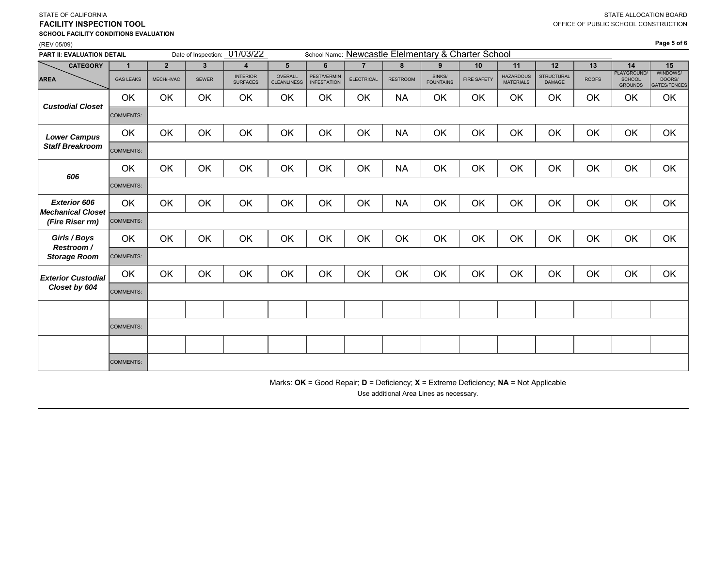STATE OF CALIFORNIA

**FACILITY INSPECTION TOOL**

**SCHOOL FACILITY CONDITIONS EVALUATION**

(REV 05/09)

STATE ALLOCATION BOARD

OFFICE OF PUBLIC SCHOOL CONSTRUCTION

**PART II: EVALUATION DETAIL** Date of Inspection: 01/03/22 School Name: Newcastle Elelmentary & Charter School

| CATEGORY / AREA | 1 GAS LEAKS | 2 MECH/HVAC | 3 SEWER | 4 INTERIOR SURFACES | 5 OVERALL CLEANLINESS | 6 PEST/VERMIN INFESTATION | 7 ELECTRICAL | 8 RESTROOM | 9 SINKS/ FOUNTAINS | 10 FIRE SAFETY | 11 HAZARDOUS MATERIALS | 12 STRUCTURAL DAMAGE | 13 ROOFS | 14 PLAYGROUND/ SCHOOL GROUNDS | 15 WINDOWS/ DOORS/ GATES/FENCES |
|---|---|---|---|---|---|---|---|---|---|---|---|---|---|---|---|
| ***Custodial Closet*** | OK | OK | OK | OK | OK | OK | OK | NA | OK | OK | OK | OK | OK | OK | OK |
| | COMMENTS: | | | | | | | | | | | | | | |
| ***Lower Campus Staff Breakroom*** | OK | OK | OK | OK | OK | OK | OK | NA | OK | OK | OK | OK | OK | OK | OK |
| | COMMENTS: | | | | | | | | | | | | | | |
| ***606*** | OK | OK | OK | OK | OK | OK | OK | NA | OK | OK | OK | OK | OK | OK | OK |
| | COMMENTS: | | | | | | | | | | | | | | |
| ***Exterior 606 Mechanical Closet (Fire Riser rm)*** | OK | OK | OK | OK | OK | OK | OK | NA | OK | OK | OK | OK | OK | OK | OK |
| | COMMENTS: | | | | | | | | | | | | | | |
| ***Girls / Boys Restroom / Storage Room*** | OK | OK | OK | OK | OK | OK | OK | OK | OK | OK | OK | OK | OK | OK | OK |
| | COMMENTS: | | | | | | | | | | | | | | |
| ***Exterior Custodial Closet by 604*** | OK | OK | OK | OK | OK | OK | OK | OK | OK | OK | OK | OK | OK | OK | OK |
| | COMMENTS: | | | | | | | | | | | | | | |
| | | | | | | | | | | | | | | | |
| | COMMENTS: | | | | | | | | | | | | | | |
| | | | | | | | | | | | | | | | |
| | COMMENTS: | | | | | | | | | | | | | | |

Marks: **OK** = Good Repair; **D** = Deficiency; **X** = Extreme Deficiency; **NA** = Not Applicable

Use additional Area Lines as necessary.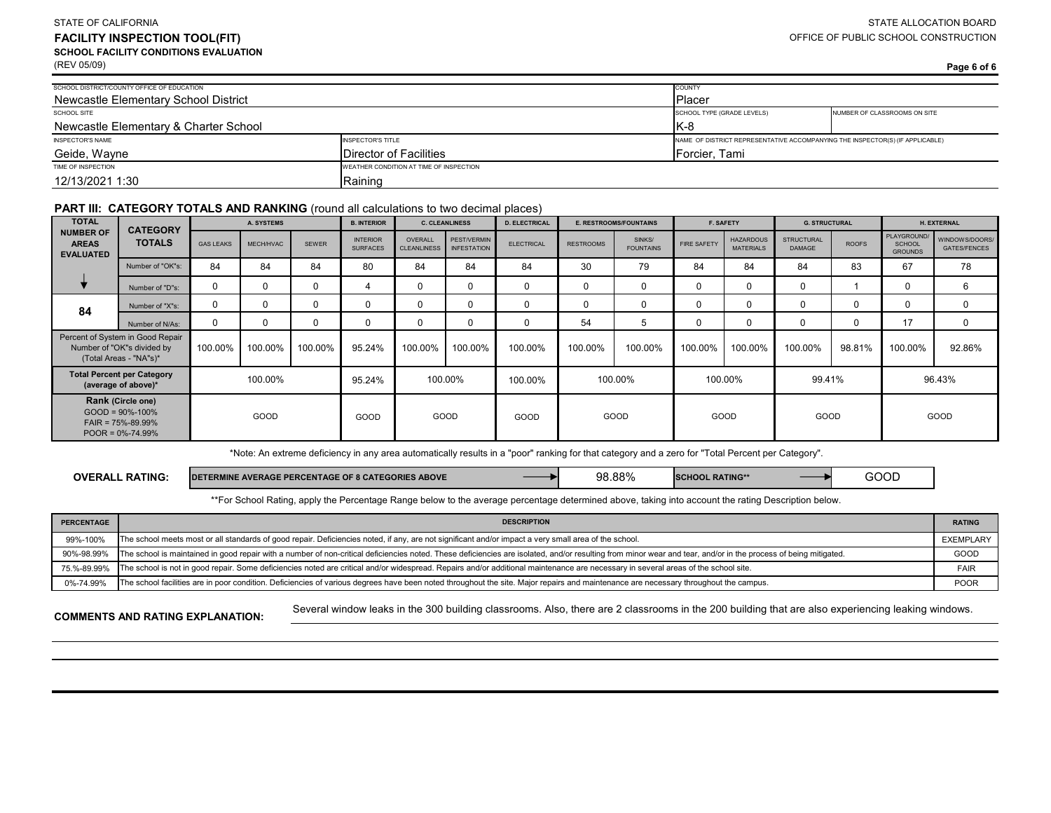STATE OF CALIFORNIA

**FACILITY INSPECTION TOOL(FIT)**

**SCHOOL FACILITY CONDITIONS EVALUATION**

(REV 05/09)

STATE ALLOCATION BOARD

OFFICE OF PUBLIC SCHOOL CONSTRUCTION

| SCHOOL DISTRICT/COUNTY OFFICE OF EDUCATION | | COUNTY | |
|---|---|---|---|
| Newcastle Elementary School District | | Placer | |
| SCHOOL SITE | | SCHOOL TYPE (GRADE LEVELS) | NUMBER OF CLASSROOMS ON SITE |
| Newcastle Elementary & Charter School | | K-8 | |
| INSPECTOR'S NAME | INSPECTOR'S TITLE | NAME OF DISTRICT REPRESENTATIVE ACCOMPANYING THE INSPECTOR(S) (IF APPLICABLE) | |
| Geide, Wayne | Director of Facilities | Forcier, Tami | |
| TIME OF INSPECTION | WEATHER CONDITION AT TIME OF INSPECTION | | |
| 12/13/2021 1:30 | Raining | | |

**PART III: CATEGORY TOTALS AND RANKING** (round all calculations to two decimal places)

| TOTAL NUMBER OF AREAS EVALUATED | CATEGORY TOTALS | A. SYSTEMS | | | B. INTERIOR | C. CLEANLINESS | | D. ELECTRICAL | E. RESTROOMS/FOUNTAINS | | F. SAFETY | | G. STRUCTURAL | | H. EXTERNAL | |
|---|---|---|---|---|---|---|---|---|---|---|---|---|---|---|---|---|
| | | GAS LEAKS | MECH/HVAC | SEWER | INTERIOR SURFACES | OVERALL CLEANLINESS | PEST/VERMIN INFESTATION | ELECTRICAL | RESTROOMS | SINKS/ FOUNTAINS | FIRE SAFETY | HAZARDOUS MATERIALS | STRUCTURAL DAMAGE | ROOFS | PLAYGROUND/ SCHOOL GROUNDS | WINDOWS/DOORS/ GATES/FENCES |
| ↓ | Number of "OK"s: | 84 | 84 | 84 | 80 | 84 | 84 | 84 | 30 | 79 | 84 | 84 | 84 | 83 | 67 | 78 |
| | Number of "D"s: | 0 | 0 | 0 | 4 | 0 | 0 | 0 | 0 | 0 | 0 | 0 | 0 | 1 | 0 | 6 |
| 84 | Number of "X"s: | 0 | 0 | 0 | 0 | 0 | 0 | 0 | 0 | 0 | 0 | 0 | 0 | 0 | 0 | 0 |
| | Number of N/As: | 0 | 0 | 0 | 0 | 0 | 0 | 0 | 54 | 5 | 0 | 0 | 0 | 0 | 17 | 0 |
| Percent of System in Good Repair Number of "OK"s divided by (Total Areas - "NA"s)* | | 100.00% | 100.00% | 100.00% | 95.24% | 100.00% | 100.00% | 100.00% | 100.00% | 100.00% | 100.00% | 100.00% | 100.00% | 98.81% | 100.00% | 92.86% |
| Total Percent per Category (average of above)* | | 100.00% | | | 95.24% | 100.00% | | 100.00% | 100.00% | | 100.00% | | 99.41% | | 96.43% | |
| Rank (Circle one) GOOD = 90%-100% FAIR = 75%-89.99% POOR = 0%-74.99% | | GOOD | | | GOOD | GOOD | | GOOD | GOOD | | GOOD | | GOOD | | GOOD | |

*Note: An extreme deficiency in any area automatically results in a "poor" ranking for that category and a zero for "Total Percent per Category".

**OVERALL RATING:** DETERMINE AVERAGE PERCENTAGE OF 8 CATEGORIES ABOVE → 98.88% **SCHOOL RATING**** → GOOD

**For School Rating, apply the Percentage Range below to the average percentage determined above, taking into account the rating Description below.

| PERCENTAGE | DESCRIPTION | RATING |
|---|---|---|
| 99%-100% | The school meets most or all standards of good repair. Deficiencies noted, if any, are not significant and/or impact a very small area of the school. | EXEMPLARY |
| 90%-98.99% | The school is maintained in good repair with a number of non-critical deficiencies noted. These deficiencies are isolated, and/or resulting from minor wear and tear, and/or in the process of being mitigated. | GOOD |
| 75.%-89.99% | The school is not in good repair. Some deficiencies noted are critical and/or widespread. Repairs and/or additional maintenance are necessary in several areas of the school site. | FAIR |
| 0%-74.99% | The school facilities are in poor condition. Deficiencies of various degrees have been noted throughout the site. Major repairs and maintenance are necessary throughout the campus. | POOR |

**COMMENTS AND RATING EXPLANATION:** Several window leaks in the 300 building classrooms. Also, there are 2 classrooms in the 200 building that are also experiencing leaking windows.